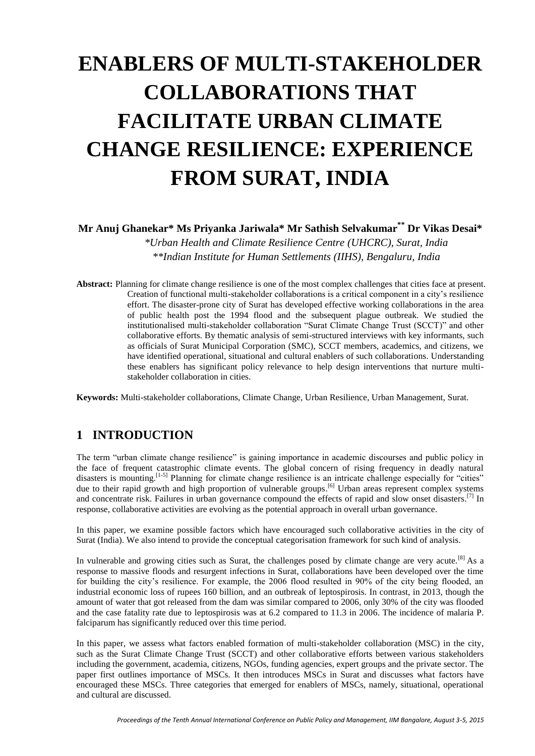# ENABLERS OF MULTI-STAKEHOLDER COLLABORATIONS THAT FACILITATE URBAN CLIMATE CHANGE RESILIENCE: EXPERIENCE FROM SURAT, INDIA

**Mr Anuj Ghanekar\* Ms Priyanka Jariwala\* Mr Sathish Selvakumar\*\* Dr Vikas Desai\***

*\*Urban Health and Climate Resilience Centre (UHCRC), Surat, India*

*\*\*Indian Institute for Human Settlements (IIHS), Bengaluru, India*

**Abstract:** Planning for climate change resilience is one of the most complex challenges that cities face at present. Creation of functional multi-stakeholder collaborations is a critical component in a city's resilience effort. The disaster-prone city of Surat has developed effective working collaborations in the area of public health post the 1994 flood and the subsequent plague outbreak. We studied the institutionalised multi-stakeholder collaboration "Surat Climate Change Trust (SCCT)" and other collaborative efforts. By thematic analysis of semi-structured interviews with key informants, such as officials of Surat Municipal Corporation (SMC), SCCT members, academics, and citizens, we have identified operational, situational and cultural enablers of such collaborations. Understanding these enablers has significant policy relevance to help design interventions that nurture multi-stakeholder collaboration in cities.

**Keywords:** Multi-stakeholder collaborations, Climate Change, Urban Resilience, Urban Management, Surat.

## 1 INTRODUCTION

The term "urban climate change resilience" is gaining importance in academic discourses and public policy in the face of frequent catastrophic climate events. The global concern of rising frequency in deadly natural disasters is mounting.[1-5] Planning for climate change resilience is an intricate challenge especially for "cities" due to their rapid growth and high proportion of vulnerable groups.[6] Urban areas represent complex systems and concentrate risk. Failures in urban governance compound the effects of rapid and slow onset disasters.[7] In response, collaborative activities are evolving as the potential approach in overall urban governance.

In this paper, we examine possible factors which have encouraged such collaborative activities in the city of Surat (India). We also intend to provide the conceptual categorisation framework for such kind of analysis.

In vulnerable and growing cities such as Surat, the challenges posed by climate change are very acute.[8] As a response to massive floods and resurgent infections in Surat, collaborations have been developed over the time for building the city's resilience. For example, the 2006 flood resulted in 90% of the city being flooded, an industrial economic loss of rupees 160 billion, and an outbreak of leptospirosis. In contrast, in 2013, though the amount of water that got released from the dam was similar compared to 2006, only 30% of the city was flooded and the case fatality rate due to leptospirosis was at 6.2 compared to 11.3 in 2006. The incidence of malaria P. falciparum has significantly reduced over this time period.

In this paper, we assess what factors enabled formation of multi-stakeholder collaboration (MSC) in the city, such as the Surat Climate Change Trust (SCCT) and other collaborative efforts between various stakeholders including the government, academia, citizens, NGOs, funding agencies, expert groups and the private sector. The paper first outlines importance of MSCs. It then introduces MSCs in Surat and discusses what factors have encouraged these MSCs. Three categories that emerged for enablers of MSCs, namely, situational, operational and cultural are discussed.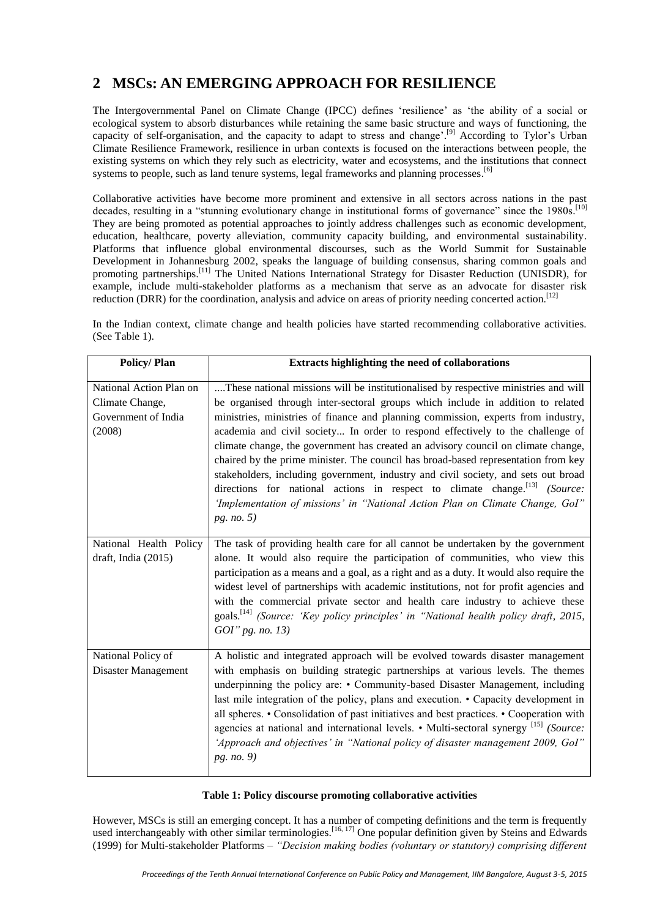## 2 MSCs: AN EMERGING APPROACH FOR RESILIENCE

The Intergovernmental Panel on Climate Change (IPCC) defines 'resilience' as 'the ability of a social or ecological system to absorb disturbances while retaining the same basic structure and ways of functioning, the capacity of self-organisation, and the capacity to adapt to stress and change'.[9] According to Tylor's Urban Climate Resilience Framework, resilience in urban contexts is focused on the interactions between people, the existing systems on which they rely such as electricity, water and ecosystems, and the institutions that connect systems to people, such as land tenure systems, legal frameworks and planning processes.[6]

Collaborative activities have become more prominent and extensive in all sectors across nations in the past decades, resulting in a "stunning evolutionary change in institutional forms of governance" since the 1980s.[10] They are being promoted as potential approaches to jointly address challenges such as economic development, education, healthcare, poverty alleviation, community capacity building, and environmental sustainability. Platforms that influence global environmental discourses, such as the World Summit for Sustainable Development in Johannesburg 2002, speaks the language of building consensus, sharing common goals and promoting partnerships.[11] The United Nations International Strategy for Disaster Reduction (UNISDR), for example, include multi-stakeholder platforms as a mechanism that serve as an advocate for disaster risk reduction (DRR) for the coordination, analysis and advice on areas of priority needing concerted action.[12]

In the Indian context, climate change and health policies have started recommending collaborative activities. (See Table 1).

| Policy/ Plan | Extracts highlighting the need of collaborations |
|---|---|
| National Action Plan on Climate Change, Government of India (2008) | ....These national missions will be institutionalised by respective ministries and will be organised through inter-sectoral groups which include in addition to related ministries, ministries of finance and planning commission, experts from industry, academia and civil society... In order to respond effectively to the challenge of climate change, the government has created an advisory council on climate change, chaired by the prime minister. The council has broad-based representation from key stakeholders, including government, industry and civil society, and sets out broad directions for national actions in respect to climate change.[13] *(Source: 'Implementation of missions' in "National Action Plan on Climate Change, GoI" pg. no. 5)* |
| National Health Policy draft, India (2015) | The task of providing health care for all cannot be undertaken by the government alone. It would also require the participation of communities, who view this participation as a means and a goal, as a right and as a duty. It would also require the widest level of partnerships with academic institutions, not for profit agencies and with the commercial private sector and health care industry to achieve these goals.[14] *(Source: 'Key policy principles' in "National health policy draft, 2015, GOI" pg. no. 13)* |
| National Policy of Disaster Management | A holistic and integrated approach will be evolved towards disaster management with emphasis on building strategic partnerships at various levels. The themes underpinning the policy are: • Community-based Disaster Management, including last mile integration of the policy, plans and execution. • Capacity development in all spheres. • Consolidation of past initiatives and best practices. • Cooperation with agencies at national and international levels. • Multi-sectoral synergy [15] *(Source: 'Approach and objectives' in "National policy of disaster management 2009, GoI" pg. no. 9)* |

**Table 1: Policy discourse promoting collaborative activities**

However, MSCs is still an emerging concept. It has a number of competing definitions and the term is frequently used interchangeably with other similar terminologies.[16, 17] One popular definition given by Steins and Edwards (1999) for Multi-stakeholder Platforms – *"Decision making bodies (voluntary or statutory) comprising different*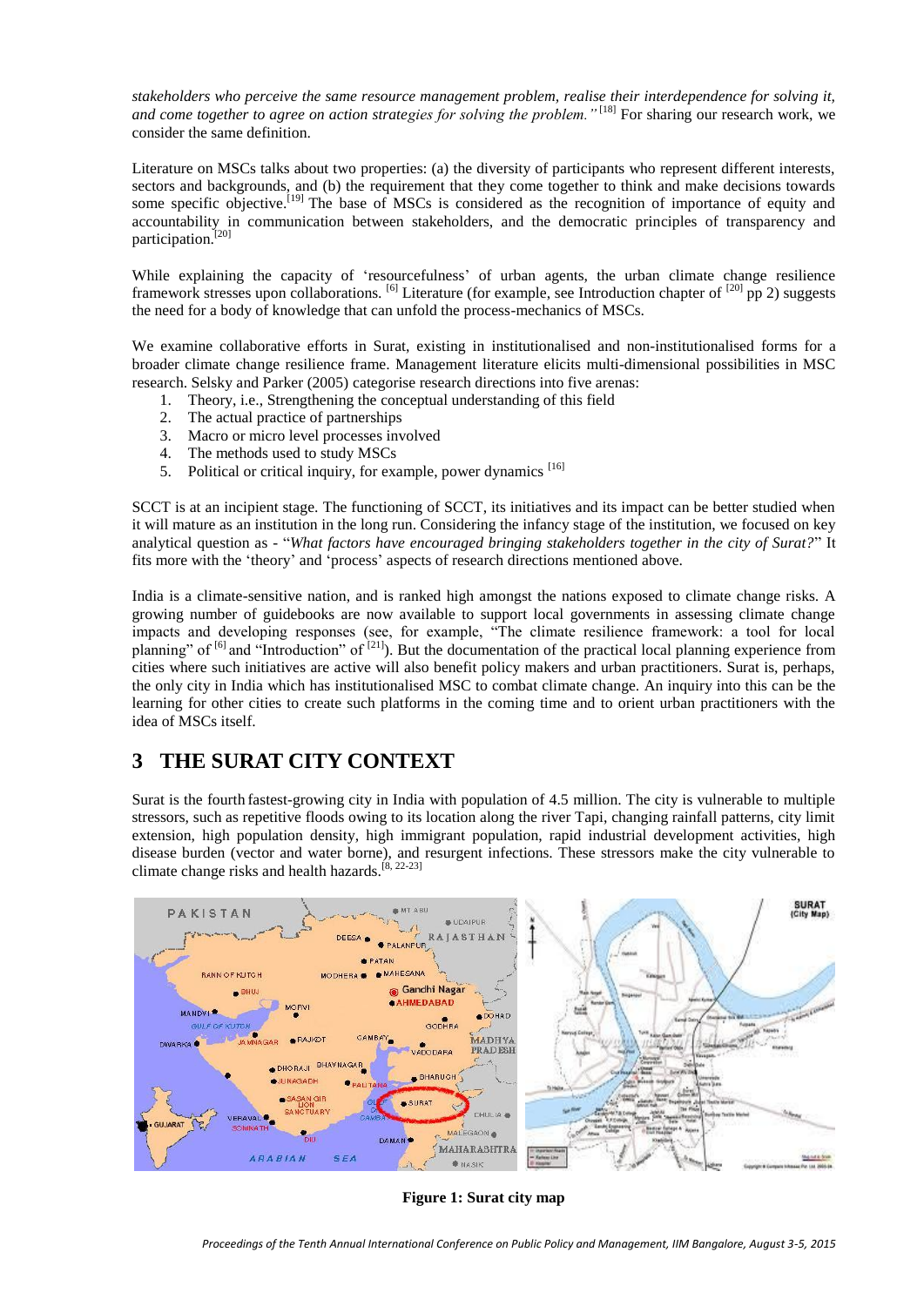*stakeholders who perceive the same resource management problem, realise their interdependence for solving it, and come together to agree on action strategies for solving the problem."* [18] For sharing our research work, we consider the same definition.

Literature on MSCs talks about two properties: (a) the diversity of participants who represent different interests, sectors and backgrounds, and (b) the requirement that they come together to think and make decisions towards some specific objective.[19] The base of MSCs is considered as the recognition of importance of equity and accountability in communication between stakeholders, and the democratic principles of transparency and participation.[20]

While explaining the capacity of 'resourcefulness' of urban agents, the urban climate change resilience framework stresses upon collaborations. [6] Literature (for example, see Introduction chapter of [20] pp 2) suggests the need for a body of knowledge that can unfold the process-mechanics of MSCs.

We examine collaborative efforts in Surat, existing in institutionalised and non-institutionalised forms for a broader climate change resilience frame. Management literature elicits multi-dimensional possibilities in MSC research. Selsky and Parker (2005) categorise research directions into five arenas:

1. Theory, i.e., Strengthening the conceptual understanding of this field
2. The actual practice of partnerships
3. Macro or micro level processes involved
4. The methods used to study MSCs
5. Political or critical inquiry, for example, power dynamics [16]

SCCT is at an incipient stage. The functioning of SCCT, its initiatives and its impact can be better studied when it will mature as an institution in the long run. Considering the infancy stage of the institution, we focused on key analytical question as - "*What factors have encouraged bringing stakeholders together in the city of Surat?*" It fits more with the 'theory' and 'process' aspects of research directions mentioned above.

India is a climate-sensitive nation, and is ranked high amongst the nations exposed to climate change risks. A growing number of guidebooks are now available to support local governments in assessing climate change impacts and developing responses (see, for example, "The climate resilience framework: a tool for local planning" of [6] and "Introduction" of [21]). But the documentation of the practical local planning experience from cities where such initiatives are active will also benefit policy makers and urban practitioners. Surat is, perhaps, the only city in India which has institutionalised MSC to combat climate change. An inquiry into this can be the learning for other cities to create such platforms in the coming time and to orient urban practitioners with the idea of MSCs itself.

## 3 THE SURAT CITY CONTEXT

Surat is the fourth fastest-growing city in India with population of 4.5 million. The city is vulnerable to multiple stressors, such as repetitive floods owing to its location along the river Tapi, changing rainfall patterns, city limit extension, high population density, high immigrant population, rapid industrial development activities, high disease burden (vector and water borne), and resurgent infections. These stressors make the city vulnerable to climate change risks and health hazards.[8, 22-23]

**Figure 1: Surat city map**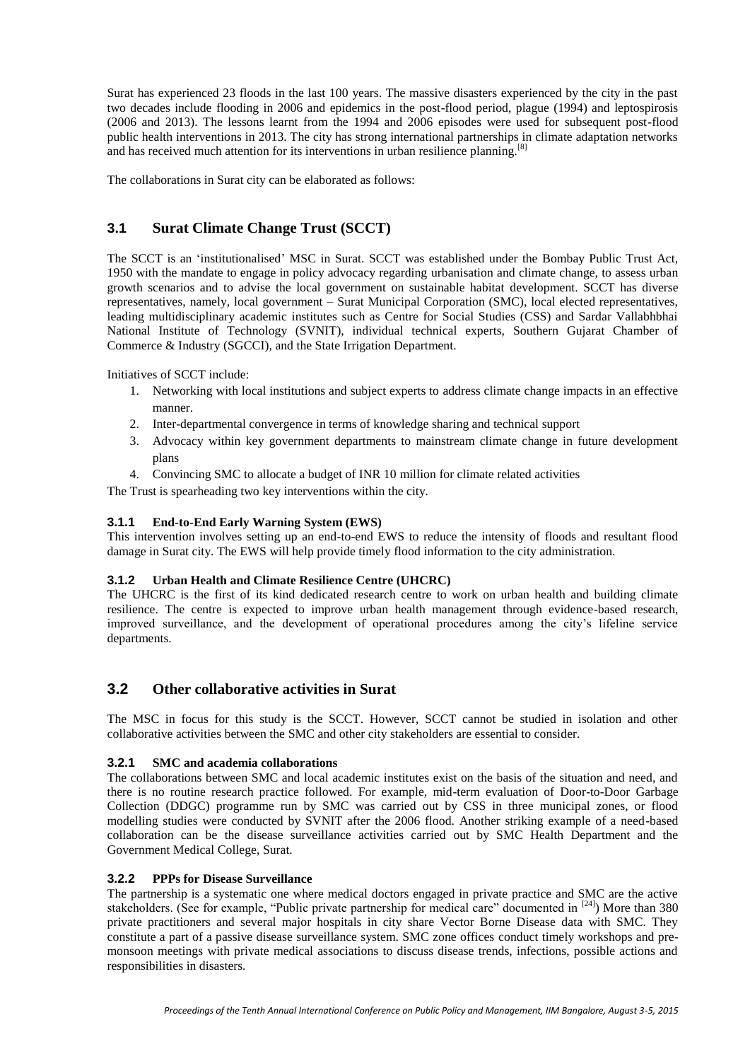Surat has experienced 23 floods in the last 100 years. The massive disasters experienced by the city in the past two decades include flooding in 2006 and epidemics in the post-flood period, plague (1994) and leptospirosis (2006 and 2013). The lessons learnt from the 1994 and 2006 episodes were used for subsequent post-flood public health interventions in 2013. The city has strong international partnerships in climate adaptation networks and has received much attention for its interventions in urban resilience planning.[8]

The collaborations in Surat city can be elaborated as follows:

## 3.1 Surat Climate Change Trust (SCCT)

The SCCT is an 'institutionalised' MSC in Surat. SCCT was established under the Bombay Public Trust Act, 1950 with the mandate to engage in policy advocacy regarding urbanisation and climate change, to assess urban growth scenarios and to advise the local government on sustainable habitat development. SCCT has diverse representatives, namely, local government – Surat Municipal Corporation (SMC), local elected representatives, leading multidisciplinary academic institutes such as Centre for Social Studies (CSS) and Sardar Vallabhbhai National Institute of Technology (SVNIT), individual technical experts, Southern Gujarat Chamber of Commerce & Industry (SGCCI), and the State Irrigation Department.

Initiatives of SCCT include:

1. Networking with local institutions and subject experts to address climate change impacts in an effective manner.
2. Inter-departmental convergence in terms of knowledge sharing and technical support
3. Advocacy within key government departments to mainstream climate change in future development plans
4. Convincing SMC to allocate a budget of INR 10 million for climate related activities

The Trust is spearheading two key interventions within the city.

### 3.1.1 End-to-End Early Warning System (EWS)

This intervention involves setting up an end-to-end EWS to reduce the intensity of floods and resultant flood damage in Surat city. The EWS will help provide timely flood information to the city administration.

### 3.1.2 Urban Health and Climate Resilience Centre (UHCRC)

The UHCRC is the first of its kind dedicated research centre to work on urban health and building climate resilience. The centre is expected to improve urban health management through evidence-based research, improved surveillance, and the development of operational procedures among the city's lifeline service departments.

## 3.2 Other collaborative activities in Surat

The MSC in focus for this study is the SCCT. However, SCCT cannot be studied in isolation and other collaborative activities between the SMC and other city stakeholders are essential to consider.

### 3.2.1 SMC and academia collaborations

The collaborations between SMC and local academic institutes exist on the basis of the situation and need, and there is no routine research practice followed. For example, mid-term evaluation of Door-to-Door Garbage Collection (DDGC) programme run by SMC was carried out by CSS in three municipal zones, or flood modelling studies were conducted by SVNIT after the 2006 flood. Another striking example of a need-based collaboration can be the disease surveillance activities carried out by SMC Health Department and the Government Medical College, Surat.

### 3.2.2 PPPs for Disease Surveillance

The partnership is a systematic one where medical doctors engaged in private practice and SMC are the active stakeholders. (See for example, "Public private partnership for medical care" documented in [24]) More than 380 private practitioners and several major hospitals in city share Vector Borne Disease data with SMC. They constitute a part of a passive disease surveillance system. SMC zone offices conduct timely workshops and pre-monsoon meetings with private medical associations to discuss disease trends, infections, possible actions and responsibilities in disasters.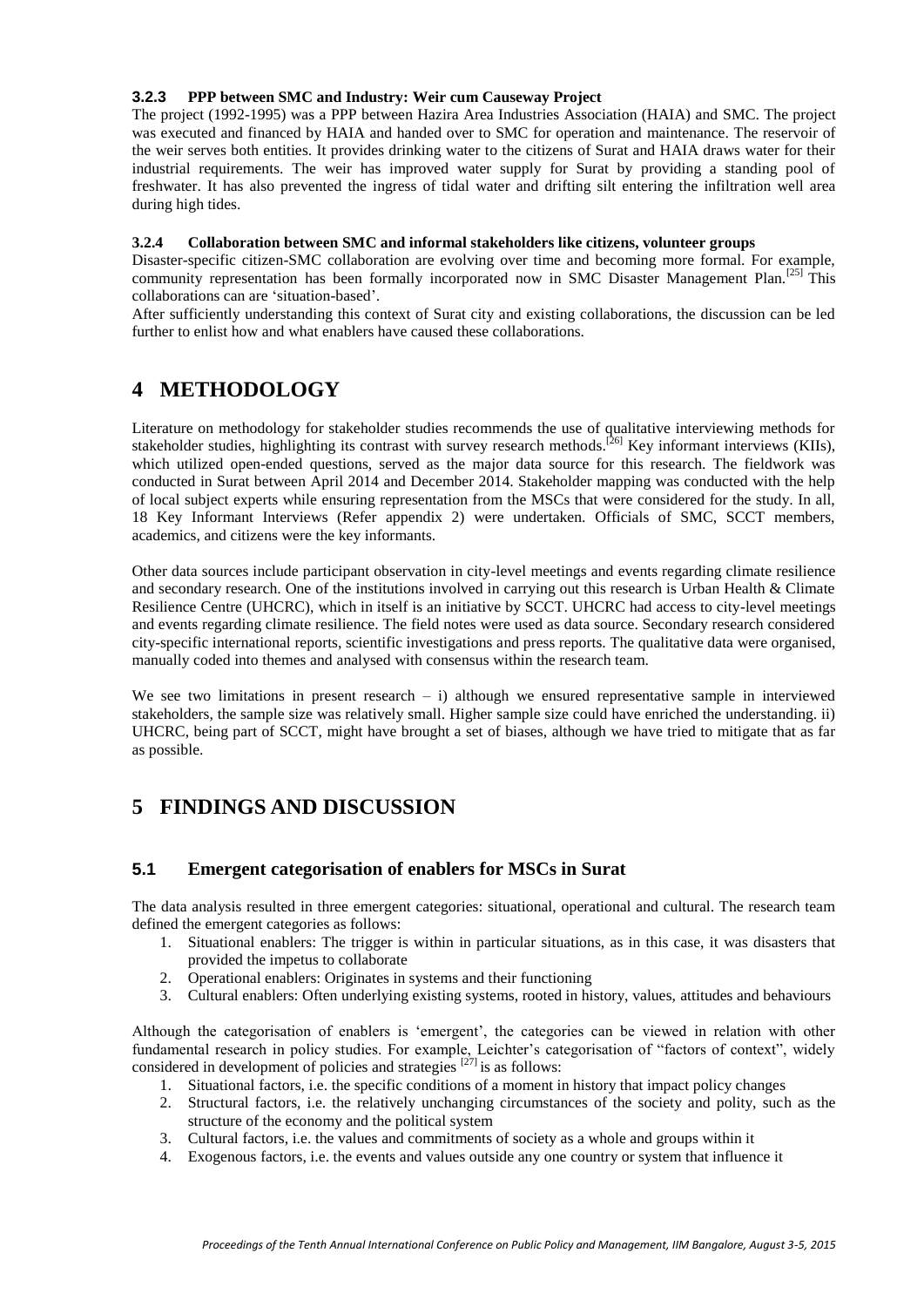#### 3.2.3 PPP between SMC and Industry: Weir cum Causeway Project

The project (1992-1995) was a PPP between Hazira Area Industries Association (HAIA) and SMC. The project was executed and financed by HAIA and handed over to SMC for operation and maintenance. The reservoir of the weir serves both entities. It provides drinking water to the citizens of Surat and HAIA draws water for their industrial requirements. The weir has improved water supply for Surat by providing a standing pool of freshwater. It has also prevented the ingress of tidal water and drifting silt entering the infiltration well area during high tides.

#### 3.2.4 Collaboration between SMC and informal stakeholders like citizens, volunteer groups

Disaster-specific citizen-SMC collaboration are evolving over time and becoming more formal. For example, community representation has been formally incorporated now in SMC Disaster Management Plan.[25] This collaborations can are 'situation-based'.

After sufficiently understanding this context of Surat city and existing collaborations, the discussion can be led further to enlist how and what enablers have caused these collaborations.

# 4 METHODOLOGY

Literature on methodology for stakeholder studies recommends the use of qualitative interviewing methods for stakeholder studies, highlighting its contrast with survey research methods.[26] Key informant interviews (KIIs), which utilized open-ended questions, served as the major data source for this research. The fieldwork was conducted in Surat between April 2014 and December 2014. Stakeholder mapping was conducted with the help of local subject experts while ensuring representation from the MSCs that were considered for the study. In all, 18 Key Informant Interviews (Refer appendix 2) were undertaken. Officials of SMC, SCCT members, academics, and citizens were the key informants.

Other data sources include participant observation in city-level meetings and events regarding climate resilience and secondary research. One of the institutions involved in carrying out this research is Urban Health & Climate Resilience Centre (UHCRC), which in itself is an initiative by SCCT. UHCRC had access to city-level meetings and events regarding climate resilience. The field notes were used as data source. Secondary research considered city-specific international reports, scientific investigations and press reports. The qualitative data were organised, manually coded into themes and analysed with consensus within the research team.

We see two limitations in present research – i) although we ensured representative sample in interviewed stakeholders, the sample size was relatively small. Higher sample size could have enriched the understanding. ii) UHCRC, being part of SCCT, might have brought a set of biases, although we have tried to mitigate that as far as possible.

# 5 FINDINGS AND DISCUSSION

## 5.1 Emergent categorisation of enablers for MSCs in Surat

The data analysis resulted in three emergent categories: situational, operational and cultural. The research team defined the emergent categories as follows:

1. Situational enablers: The trigger is within in particular situations, as in this case, it was disasters that provided the impetus to collaborate
2. Operational enablers: Originates in systems and their functioning
3. Cultural enablers: Often underlying existing systems, rooted in history, values, attitudes and behaviours

Although the categorisation of enablers is 'emergent', the categories can be viewed in relation with other fundamental research in policy studies. For example, Leichter's categorisation of "factors of context", widely considered in development of policies and strategies [27] is as follows:

1. Situational factors, i.e. the specific conditions of a moment in history that impact policy changes
2. Structural factors, i.e. the relatively unchanging circumstances of the society and polity, such as the structure of the economy and the political system
3. Cultural factors, i.e. the values and commitments of society as a whole and groups within it
4. Exogenous factors, i.e. the events and values outside any one country or system that influence it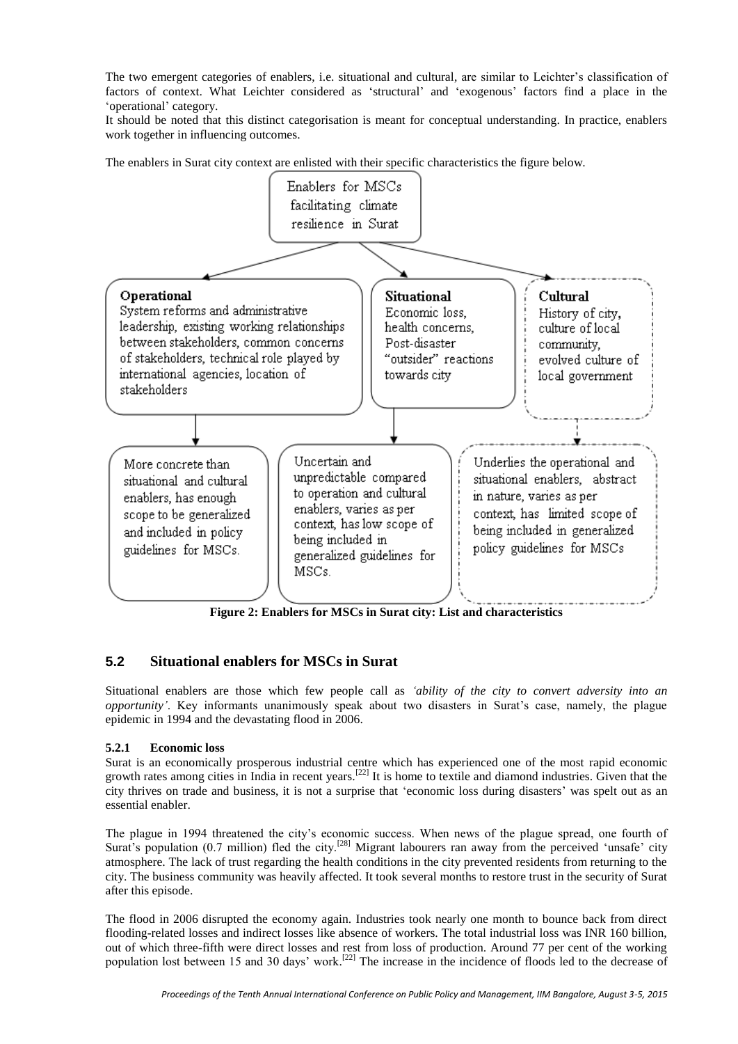The two emergent categories of enablers, i.e. situational and cultural, are similar to Leichter's classification of factors of context. What Leichter considered as 'structural' and 'exogenous' factors find a place in the 'operational' category.

It should be noted that this distinct categorisation is meant for conceptual understanding. In practice, enablers work together in influencing outcomes.

The enablers in Surat city context are enlisted with their specific characteristics the figure below.

Enablers for MSCs facilitating climate resilience in Surat

**Operational**
System reforms and administrative leadership, existing working relationships between stakeholders, common concerns of stakeholders, technical role played by international agencies, location of stakeholders

More concrete than situational and cultural enablers, has enough scope to be generalized and included in policy guidelines for MSCs.

**Situational**
Economic loss, health concerns, Post-disaster "outsider" reactions towards city

Uncertain and unpredictable compared to operation and cultural enablers, varies as per context, has low scope of being included in generalized guidelines for MSCs.

**Cultural**
History of city, culture of local community, evolved culture of local government

Underlies the operational and situational enablers, abstract in nature, varies as per context, has limited scope of being included in generalized policy guidelines for MSCs

**Figure 2: Enablers for MSCs in Surat city: List and characteristics**

## 5.2 Situational enablers for MSCs in Surat

Situational enablers are those which few people call as *'ability of the city to convert adversity into an opportunity'*. Key informants unanimously speak about two disasters in Surat's case, namely, the plague epidemic in 1994 and the devastating flood in 2006.

### 5.2.1 Economic loss

Surat is an economically prosperous industrial centre which has experienced one of the most rapid economic growth rates among cities in India in recent years.[22] It is home to textile and diamond industries. Given that the city thrives on trade and business, it is not a surprise that 'economic loss during disasters' was spelt out as an essential enabler.

The plague in 1994 threatened the city's economic success. When news of the plague spread, one fourth of Surat's population (0.7 million) fled the city.[28] Migrant labourers ran away from the perceived 'unsafe' city atmosphere. The lack of trust regarding the health conditions in the city prevented residents from returning to the city. The business community was heavily affected. It took several months to restore trust in the security of Surat after this episode.

The flood in 2006 disrupted the economy again. Industries took nearly one month to bounce back from direct flooding-related losses and indirect losses like absence of workers. The total industrial loss was INR 160 billion, out of which three-fifth were direct losses and rest from loss of production. Around 77 per cent of the working population lost between 15 and 30 days' work.[22] The increase in the incidence of floods led to the decrease of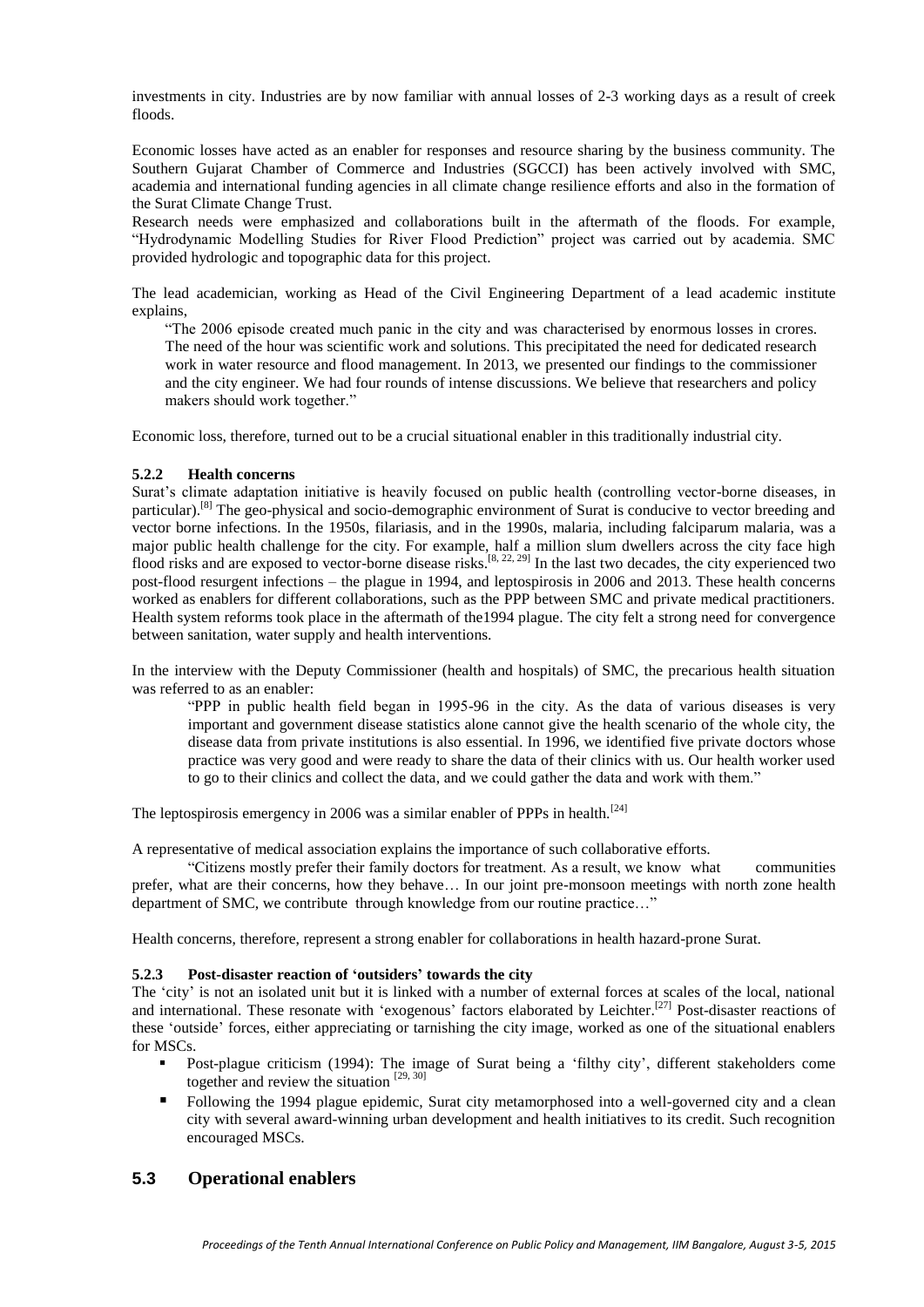investments in city. Industries are by now familiar with annual losses of 2-3 working days as a result of creek floods.

Economic losses have acted as an enabler for responses and resource sharing by the business community. The Southern Gujarat Chamber of Commerce and Industries (SGCCI) has been actively involved with SMC, academia and international funding agencies in all climate change resilience efforts and also in the formation of the Surat Climate Change Trust.

Research needs were emphasized and collaborations built in the aftermath of the floods. For example, "Hydrodynamic Modelling Studies for River Flood Prediction" project was carried out by academia. SMC provided hydrologic and topographic data for this project.

The lead academician, working as Head of the Civil Engineering Department of a lead academic institute explains,

> "The 2006 episode created much panic in the city and was characterised by enormous losses in crores. The need of the hour was scientific work and solutions. This precipitated the need for dedicated research work in water resource and flood management. In 2013, we presented our findings to the commissioner and the city engineer. We had four rounds of intense discussions. We believe that researchers and policy makers should work together."

Economic loss, therefore, turned out to be a crucial situational enabler in this traditionally industrial city.

### 5.2.2 Health concerns

Surat's climate adaptation initiative is heavily focused on public health (controlling vector-borne diseases, in particular).[8] The geo-physical and socio-demographic environment of Surat is conducive to vector breeding and vector borne infections. In the 1950s, filariasis, and in the 1990s, malaria, including falciparum malaria, was a major public health challenge for the city. For example, half a million slum dwellers across the city face high flood risks and are exposed to vector-borne disease risks.[8, 22, 29] In the last two decades, the city experienced two post-flood resurgent infections – the plague in 1994, and leptospirosis in 2006 and 2013. These health concerns worked as enablers for different collaborations, such as the PPP between SMC and private medical practitioners. Health system reforms took place in the aftermath of the1994 plague. The city felt a strong need for convergence between sanitation, water supply and health interventions.

In the interview with the Deputy Commissioner (health and hospitals) of SMC, the precarious health situation was referred to as an enabler:

> "PPP in public health field began in 1995-96 in the city. As the data of various diseases is very important and government disease statistics alone cannot give the health scenario of the whole city, the disease data from private institutions is also essential. In 1996, we identified five private doctors whose practice was very good and were ready to share the data of their clinics with us. Our health worker used to go to their clinics and collect the data, and we could gather the data and work with them."

The leptospirosis emergency in 2006 was a similar enabler of PPPs in health.[24]

A representative of medical association explains the importance of such collaborative efforts.

> "Citizens mostly prefer their family doctors for treatment. As a result, we know what communities prefer, what are their concerns, how they behave… In our joint pre-monsoon meetings with north zone health department of SMC, we contribute through knowledge from our routine practice…"

Health concerns, therefore, represent a strong enabler for collaborations in health hazard-prone Surat.

### 5.2.3 Post-disaster reaction of 'outsiders' towards the city

The 'city' is not an isolated unit but it is linked with a number of external forces at scales of the local, national and international. These resonate with 'exogenous' factors elaborated by Leichter.[27] Post-disaster reactions of these 'outside' forces, either appreciating or tarnishing the city image, worked as one of the situational enablers for MSCs.

- Post-plague criticism (1994): The image of Surat being a 'filthy city', different stakeholders come together and review the situation [29, 30]
- Following the 1994 plague epidemic, Surat city metamorphosed into a well-governed city and a clean city with several award-winning urban development and health initiatives to its credit. Such recognition encouraged MSCs.

## 5.3 Operational enablers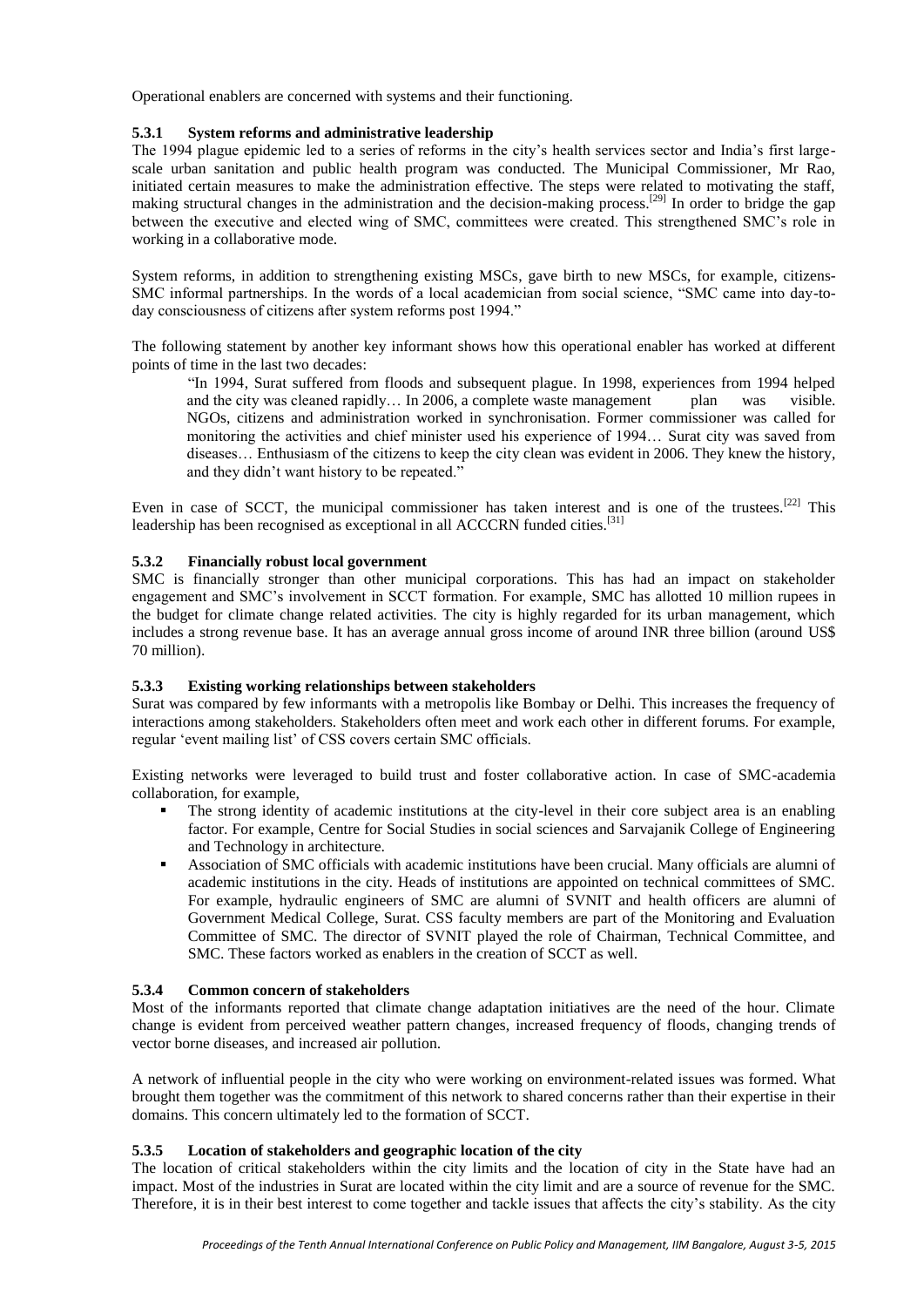Operational enablers are concerned with systems and their functioning.

### 5.3.1 System reforms and administrative leadership

The 1994 plague epidemic led to a series of reforms in the city's health services sector and India's first large-scale urban sanitation and public health program was conducted. The Municipal Commissioner, Mr Rao, initiated certain measures to make the administration effective. The steps were related to motivating the staff, making structural changes in the administration and the decision-making process.[29] In order to bridge the gap between the executive and elected wing of SMC, committees were created. This strengthened SMC's role in working in a collaborative mode.

System reforms, in addition to strengthening existing MSCs, gave birth to new MSCs, for example, citizens-SMC informal partnerships. In the words of a local academician from social science, "SMC came into day-to-day consciousness of citizens after system reforms post 1994."

The following statement by another key informant shows how this operational enabler has worked at different points of time in the last two decades:

> "In 1994, Surat suffered from floods and subsequent plague. In 1998, experiences from 1994 helped and the city was cleaned rapidly… In 2006, a complete waste management plan was visible. NGOs, citizens and administration worked in synchronisation. Former commissioner was called for monitoring the activities and chief minister used his experience of 1994… Surat city was saved from diseases… Enthusiasm of the citizens to keep the city clean was evident in 2006. They knew the history, and they didn't want history to be repeated."

Even in case of SCCT, the municipal commissioner has taken interest and is one of the trustees.[22] This leadership has been recognised as exceptional in all ACCCRN funded cities.[31]

### 5.3.2 Financially robust local government

SMC is financially stronger than other municipal corporations. This has had an impact on stakeholder engagement and SMC's involvement in SCCT formation. For example, SMC has allotted 10 million rupees in the budget for climate change related activities. The city is highly regarded for its urban management, which includes a strong revenue base. It has an average annual gross income of around INR three billion (around US$ 70 million).

### 5.3.3 Existing working relationships between stakeholders

Surat was compared by few informants with a metropolis like Bombay or Delhi. This increases the frequency of interactions among stakeholders. Stakeholders often meet and work each other in different forums. For example, regular 'event mailing list' of CSS covers certain SMC officials.

Existing networks were leveraged to build trust and foster collaborative action. In case of SMC-academia collaboration, for example,

- The strong identity of academic institutions at the city-level in their core subject area is an enabling factor. For example, Centre for Social Studies in social sciences and Sarvajanik College of Engineering and Technology in architecture.
- Association of SMC officials with academic institutions have been crucial. Many officials are alumni of academic institutions in the city. Heads of institutions are appointed on technical committees of SMC. For example, hydraulic engineers of SMC are alumni of SVNIT and health officers are alumni of Government Medical College, Surat. CSS faculty members are part of the Monitoring and Evaluation Committee of SMC. The director of SVNIT played the role of Chairman, Technical Committee, and SMC. These factors worked as enablers in the creation of SCCT as well.

### 5.3.4 Common concern of stakeholders

Most of the informants reported that climate change adaptation initiatives are the need of the hour. Climate change is evident from perceived weather pattern changes, increased frequency of floods, changing trends of vector borne diseases, and increased air pollution.

A network of influential people in the city who were working on environment-related issues was formed. What brought them together was the commitment of this network to shared concerns rather than their expertise in their domains. This concern ultimately led to the formation of SCCT.

### 5.3.5 Location of stakeholders and geographic location of the city

The location of critical stakeholders within the city limits and the location of city in the State have had an impact. Most of the industries in Surat are located within the city limit and are a source of revenue for the SMC. Therefore, it is in their best interest to come together and tackle issues that affects the city's stability. As the city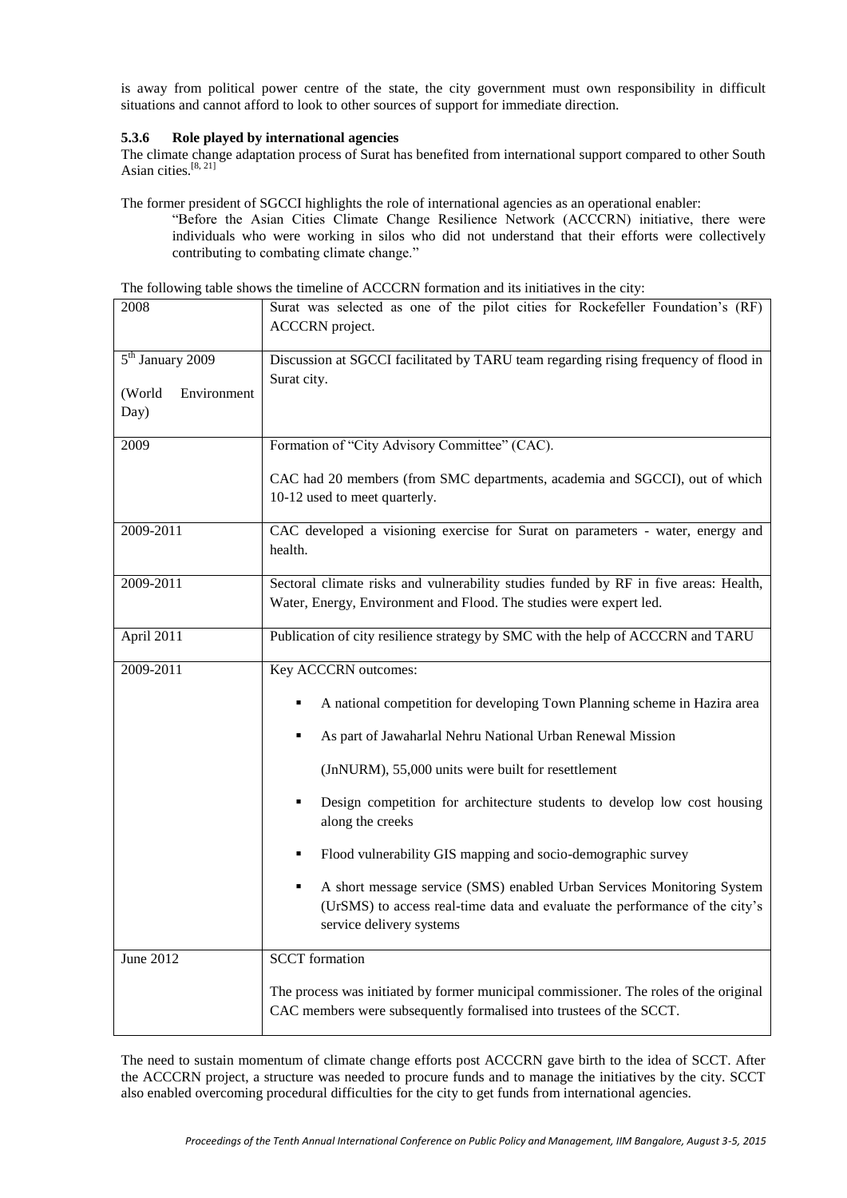is away from political power centre of the state, the city government must own responsibility in difficult situations and cannot afford to look to other sources of support for immediate direction.

### 5.3.6 Role played by international agencies

The climate change adaptation process of Surat has benefited from international support compared to other South Asian cities.[8, 21]

The former president of SGCCI highlights the role of international agencies as an operational enabler:

> "Before the Asian Cities Climate Change Resilience Network (ACCCRN) initiative, there were individuals who were working in silos who did not understand that their efforts were collectively contributing to combating climate change."

The following table shows the timeline of ACCCRN formation and its initiatives in the city:

| | |
|---|---|
| 2008 | Surat was selected as one of the pilot cities for Rockefeller Foundation's (RF) ACCCRN project. |
| 5th January 2009 (World Environment Day) | Discussion at SGCCI facilitated by TARU team regarding rising frequency of flood in Surat city. |
| 2009 | Formation of "City Advisory Committee" (CAC). CAC had 20 members (from SMC departments, academia and SGCCI), out of which 10-12 used to meet quarterly. |
| 2009-2011 | CAC developed a visioning exercise for Surat on parameters - water, energy and health. |
| 2009-2011 | Sectoral climate risks and vulnerability studies funded by RF in five areas: Health, Water, Energy, Environment and Flood. The studies were expert led. |
| April 2011 | Publication of city resilience strategy by SMC with the help of ACCCRN and TARU |
| 2009-2011 | Key ACCCRN outcomes: <br>▪ A national competition for developing Town Planning scheme in Hazira area <br>▪ As part of Jawaharlal Nehru National Urban Renewal Mission (JnNURM), 55,000 units were built for resettlement <br>▪ Design competition for architecture students to develop low cost housing along the creeks <br>▪ Flood vulnerability GIS mapping and socio-demographic survey <br>▪ A short message service (SMS) enabled Urban Services Monitoring System (UrSMS) to access real-time data and evaluate the performance of the city's service delivery systems |
| June 2012 | SCCT formation. The process was initiated by former municipal commissioner. The roles of the original CAC members were subsequently formalised into trustees of the SCCT. |

The need to sustain momentum of climate change efforts post ACCCRN gave birth to the idea of SCCT. After the ACCCRN project, a structure was needed to procure funds and to manage the initiatives by the city. SCCT also enabled overcoming procedural difficulties for the city to get funds from international agencies.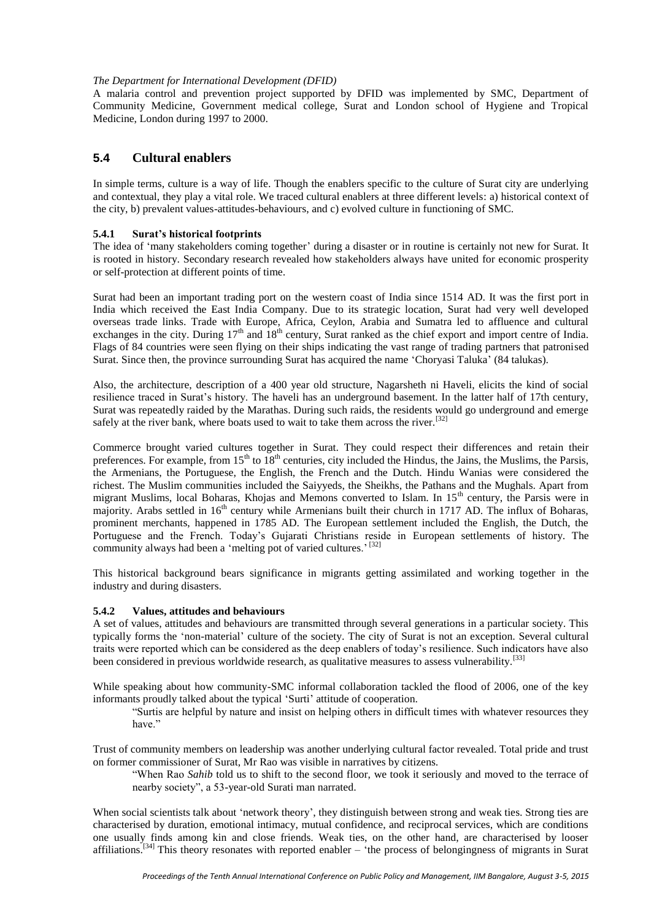*The Department for International Development (DFID)*
A malaria control and prevention project supported by DFID was implemented by SMC, Department of Community Medicine, Government medical college, Surat and London school of Hygiene and Tropical Medicine, London during 1997 to 2000.

## 5.4 Cultural enablers

In simple terms, culture is a way of life. Though the enablers specific to the culture of Surat city are underlying and contextual, they play a vital role. We traced cultural enablers at three different levels: a) historical context of the city, b) prevalent values-attitudes-behaviours, and c) evolved culture in functioning of SMC.

### 5.4.1 Surat's historical footprints

The idea of 'many stakeholders coming together' during a disaster or in routine is certainly not new for Surat. It is rooted in history. Secondary research revealed how stakeholders always have united for economic prosperity or self-protection at different points of time.

Surat had been an important trading port on the western coast of India since 1514 AD. It was the first port in India which received the East India Company. Due to its strategic location, Surat had very well developed overseas trade links. Trade with Europe, Africa, Ceylon, Arabia and Sumatra led to affluence and cultural exchanges in the city. During 17th and 18th century, Surat ranked as the chief export and import centre of India. Flags of 84 countries were seen flying on their ships indicating the vast range of trading partners that patronised Surat. Since then, the province surrounding Surat has acquired the name 'Choryasi Taluka' (84 talukas).

Also, the architecture, description of a 400 year old structure, Nagarsheth ni Haveli, elicits the kind of social resilience traced in Surat's history. The haveli has an underground basement. In the latter half of 17th century, Surat was repeatedly raided by the Marathas. During such raids, the residents would go underground and emerge safely at the river bank, where boats used to wait to take them across the river.[32]

Commerce brought varied cultures together in Surat. They could respect their differences and retain their preferences. For example, from 15th to 18th centuries, city included the Hindus, the Jains, the Muslims, the Parsis, the Armenians, the Portuguese, the English, the French and the Dutch. Hindu Wanias were considered the richest. The Muslim communities included the Saiyyeds, the Sheikhs, the Pathans and the Mughals. Apart from migrant Muslims, local Boharas, Khojas and Memons converted to Islam. In 15th century, the Parsis were in majority. Arabs settled in 16th century while Armenians built their church in 1717 AD. The influx of Boharas, prominent merchants, happened in 1785 AD. The European settlement included the English, the Dutch, the Portuguese and the French. Today's Gujarati Christians reside in European settlements of history. The community always had been a 'melting pot of varied cultures.' [32]

This historical background bears significance in migrants getting assimilated and working together in the industry and during disasters.

### 5.4.2 Values, attitudes and behaviours

A set of values, attitudes and behaviours are transmitted through several generations in a particular society. This typically forms the 'non-material' culture of the society. The city of Surat is not an exception. Several cultural traits were reported which can be considered as the deep enablers of today's resilience. Such indicators have also been considered in previous worldwide research, as qualitative measures to assess vulnerability.[33]

While speaking about how community-SMC informal collaboration tackled the flood of 2006, one of the key informants proudly talked about the typical 'Surti' attitude of cooperation.

> "Surtis are helpful by nature and insist on helping others in difficult times with whatever resources they have."

Trust of community members on leadership was another underlying cultural factor revealed. Total pride and trust on former commissioner of Surat, Mr Rao was visible in narratives by citizens.

> "When Rao *Sahib* told us to shift to the second floor, we took it seriously and moved to the terrace of nearby society", a 53-year-old Surati man narrated.

When social scientists talk about 'network theory', they distinguish between strong and weak ties. Strong ties are characterised by duration, emotional intimacy, mutual confidence, and reciprocal services, which are conditions one usually finds among kin and close friends. Weak ties, on the other hand, are characterised by looser affiliations.[34] This theory resonates with reported enabler – 'the process of belongingness of migrants in Surat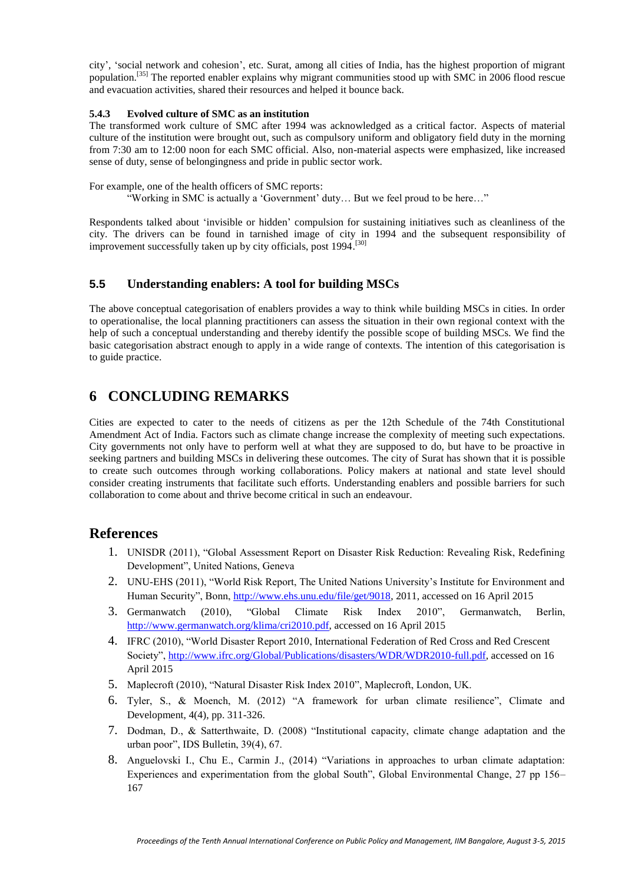city', 'social network and cohesion', etc. Surat, among all cities of India, has the highest proportion of migrant population.[35] The reported enabler explains why migrant communities stood up with SMC in 2006 flood rescue and evacuation activities, shared their resources and helped it bounce back.

#### 5.4.3 Evolved culture of SMC as an institution

The transformed work culture of SMC after 1994 was acknowledged as a critical factor. Aspects of material culture of the institution were brought out, such as compulsory uniform and obligatory field duty in the morning from 7:30 am to 12:00 noon for each SMC official. Also, non-material aspects were emphasized, like increased sense of duty, sense of belongingness and pride in public sector work.

For example, one of the health officers of SMC reports:

> "Working in SMC is actually a 'Government' duty… But we feel proud to be here…"

Respondents talked about 'invisible or hidden' compulsion for sustaining initiatives such as cleanliness of the city. The drivers can be found in tarnished image of city in 1994 and the subsequent responsibility of improvement successfully taken up by city officials, post 1994.[30]

### 5.5 Understanding enablers: A tool for building MSCs

The above conceptual categorisation of enablers provides a way to think while building MSCs in cities. In order to operationalise, the local planning practitioners can assess the situation in their own regional context with the help of such a conceptual understanding and thereby identify the possible scope of building MSCs. We find the basic categorisation abstract enough to apply in a wide range of contexts. The intention of this categorisation is to guide practice.

## 6 CONCLUDING REMARKS

Cities are expected to cater to the needs of citizens as per the 12th Schedule of the 74th Constitutional Amendment Act of India. Factors such as climate change increase the complexity of meeting such expectations. City governments not only have to perform well at what they are supposed to do, but have to be proactive in seeking partners and building MSCs in delivering these outcomes. The city of Surat has shown that it is possible to create such outcomes through working collaborations. Policy makers at national and state level should consider creating instruments that facilitate such efforts. Understanding enablers and possible barriers for such collaboration to come about and thrive become critical in such an endeavour.

## References

1. UNISDR (2011), "Global Assessment Report on Disaster Risk Reduction: Revealing Risk, Redefining Development", United Nations, Geneva
2. UNU-EHS (2011), "World Risk Report, The United Nations University's Institute for Environment and Human Security", Bonn, http://www.ehs.unu.edu/file/get/9018, 2011, accessed on 16 April 2015
3. Germanwatch (2010), "Global Climate Risk Index 2010", Germanwatch, Berlin, http://www.germanwatch.org/klima/cri2010.pdf, accessed on 16 April 2015
4. IFRC (2010), "World Disaster Report 2010, International Federation of Red Cross and Red Crescent Society", http://www.ifrc.org/Global/Publications/disasters/WDR/WDR2010-full.pdf, accessed on 16 April 2015
5. Maplecroft (2010), "Natural Disaster Risk Index 2010", Maplecroft, London, UK.
6. Tyler, S., & Moench, M. (2012) "A framework for urban climate resilience", Climate and Development, 4(4), pp. 311-326.
7. Dodman, D., & Satterthwaite, D. (2008) "Institutional capacity, climate change adaptation and the urban poor", IDS Bulletin, 39(4), 67.
8. Anguelovski I., Chu E., Carmin J., (2014) "Variations in approaches to urban climate adaptation: Experiences and experimentation from the global South", Global Environmental Change, 27 pp 156–167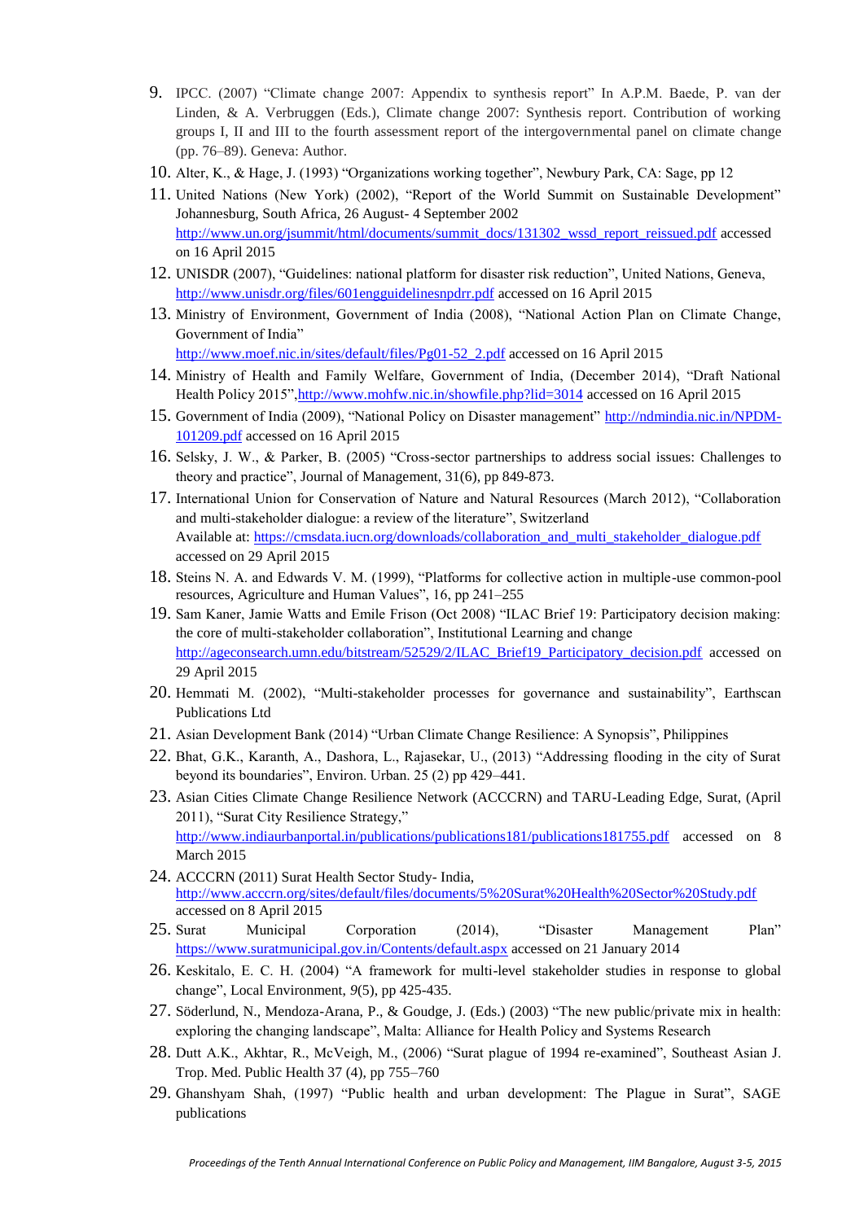9. IPCC. (2007) "Climate change 2007: Appendix to synthesis report" In A.P.M. Baede, P. van der Linden, & A. Verbruggen (Eds.), Climate change 2007: Synthesis report. Contribution of working groups I, II and III to the fourth assessment report of the intergovernmental panel on climate change (pp. 76–89). Geneva: Author.
10. Alter, K., & Hage, J. (1993) "Organizations working together", Newbury Park, CA: Sage, pp 12
11. United Nations (New York) (2002), "Report of the World Summit on Sustainable Development" Johannesburg, South Africa, 26 August- 4 September 2002 http://www.un.org/jsummit/html/documents/summit_docs/131302_wssd_report_reissued.pdf accessed on 16 April 2015
12. UNISDR (2007), "Guidelines: national platform for disaster risk reduction", United Nations, Geneva, http://www.unisdr.org/files/601engguidelinesnpdrr.pdf accessed on 16 April 2015
13. Ministry of Environment, Government of India (2008), "National Action Plan on Climate Change, Government of India" http://www.moef.nic.in/sites/default/files/Pg01-52_2.pdf accessed on 16 April 2015
14. Ministry of Health and Family Welfare, Government of India, (December 2014), "Draft National Health Policy 2015",http://www.mohfw.nic.in/showfile.php?lid=3014 accessed on 16 April 2015
15. Government of India (2009), "National Policy on Disaster management" http://ndmindia.nic.in/NPDM-101209.pdf accessed on 16 April 2015
16. Selsky, J. W., & Parker, B. (2005) "Cross-sector partnerships to address social issues: Challenges to theory and practice", Journal of Management, 31(6), pp 849-873.
17. International Union for Conservation of Nature and Natural Resources (March 2012), "Collaboration and multi-stakeholder dialogue: a review of the literature", Switzerland Available at: https://cmsdata.iucn.org/downloads/collaboration_and_multi_stakeholder_dialogue.pdf accessed on 29 April 2015
18. Steins N. A. and Edwards V. M. (1999), "Platforms for collective action in multiple-use common-pool resources, Agriculture and Human Values", 16, pp 241–255
19. Sam Kaner, Jamie Watts and Emile Frison (Oct 2008) "ILAC Brief 19: Participatory decision making: the core of multi-stakeholder collaboration", Institutional Learning and change http://ageconsearch.umn.edu/bitstream/52529/2/ILAC_Brief19_Participatory_decision.pdf accessed on 29 April 2015
20. Hemmati M. (2002), "Multi-stakeholder processes for governance and sustainability", Earthscan Publications Ltd
21. Asian Development Bank (2014) "Urban Climate Change Resilience: A Synopsis", Philippines
22. Bhat, G.K., Karanth, A., Dashora, L., Rajasekar, U., (2013) "Addressing flooding in the city of Surat beyond its boundaries", Environ. Urban. 25 (2) pp 429–441.
23. Asian Cities Climate Change Resilience Network (ACCCRN) and TARU-Leading Edge, Surat, (April 2011), "Surat City Resilience Strategy," http://www.indiaurbanportal.in/publications/publications181/publications181755.pdf accessed on 8 March 2015
24. ACCCRN (2011) Surat Health Sector Study- India, http://www.acccrn.org/sites/default/files/documents/5%20Surat%20Health%20Sector%20Study.pdf accessed on 8 April 2015
25. Surat Municipal Corporation (2014), "Disaster Management Plan" https://www.suratmunicipal.gov.in/Contents/default.aspx accessed on 21 January 2014
26. Keskitalo, E. C. H. (2004) "A framework for multi-level stakeholder studies in response to global change", Local Environment, *9*(5), pp 425-435.
27. Söderlund, N., Mendoza-Arana, P., & Goudge, J. (Eds.) (2003) "The new public/private mix in health: exploring the changing landscape", Malta: Alliance for Health Policy and Systems Research
28. Dutt A.K., Akhtar, R., McVeigh, M., (2006) "Surat plague of 1994 re-examined", Southeast Asian J. Trop. Med. Public Health 37 (4), pp 755–760
29. Ghanshyam Shah, (1997) "Public health and urban development: The Plague in Surat", SAGE publications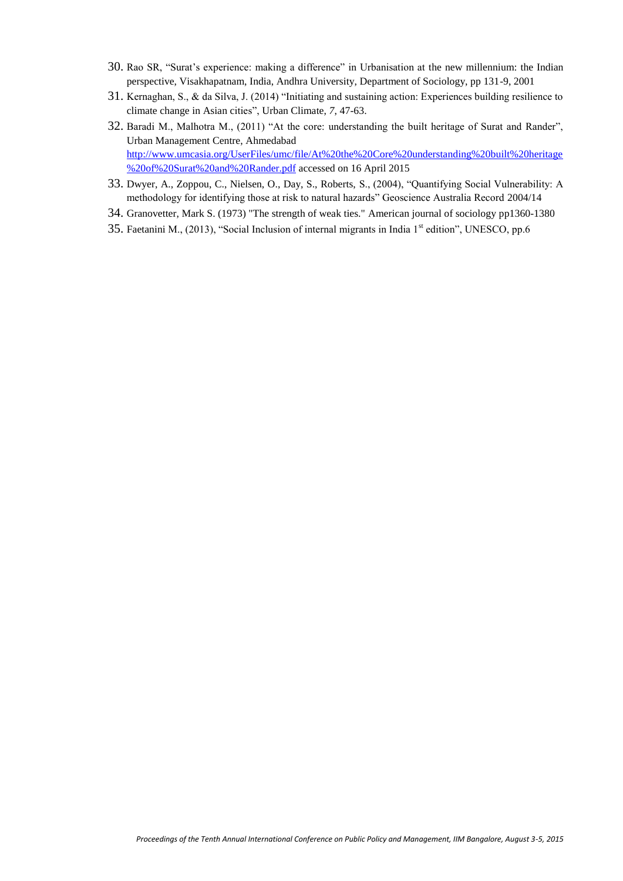30. Rao SR, "Surat's experience: making a difference" in Urbanisation at the new millennium: the Indian perspective, Visakhapatnam, India, Andhra University, Department of Sociology, pp 131-9, 2001
31. Kernaghan, S., & da Silva, J. (2014) "Initiating and sustaining action: Experiences building resilience to climate change in Asian cities", Urban Climate, *7*, 47-63.
32. Baradi M., Malhotra M., (2011) "At the core: understanding the built heritage of Surat and Rander", Urban Management Centre, Ahmedabad http://www.umcasia.org/UserFiles/umc/file/At%20the%20Core%20understanding%20built%20heritage%20of%20Surat%20and%20Rander.pdf accessed on 16 April 2015
33. Dwyer, A., Zoppou, C., Nielsen, O., Day, S., Roberts, S., (2004), "Quantifying Social Vulnerability: A methodology for identifying those at risk to natural hazards" Geoscience Australia Record 2004/14
34. Granovetter, Mark S. (1973) "The strength of weak ties." American journal of sociology pp1360-1380
35. Faetanini M., (2013), "Social Inclusion of internal migrants in India 1st edition", UNESCO, pp.6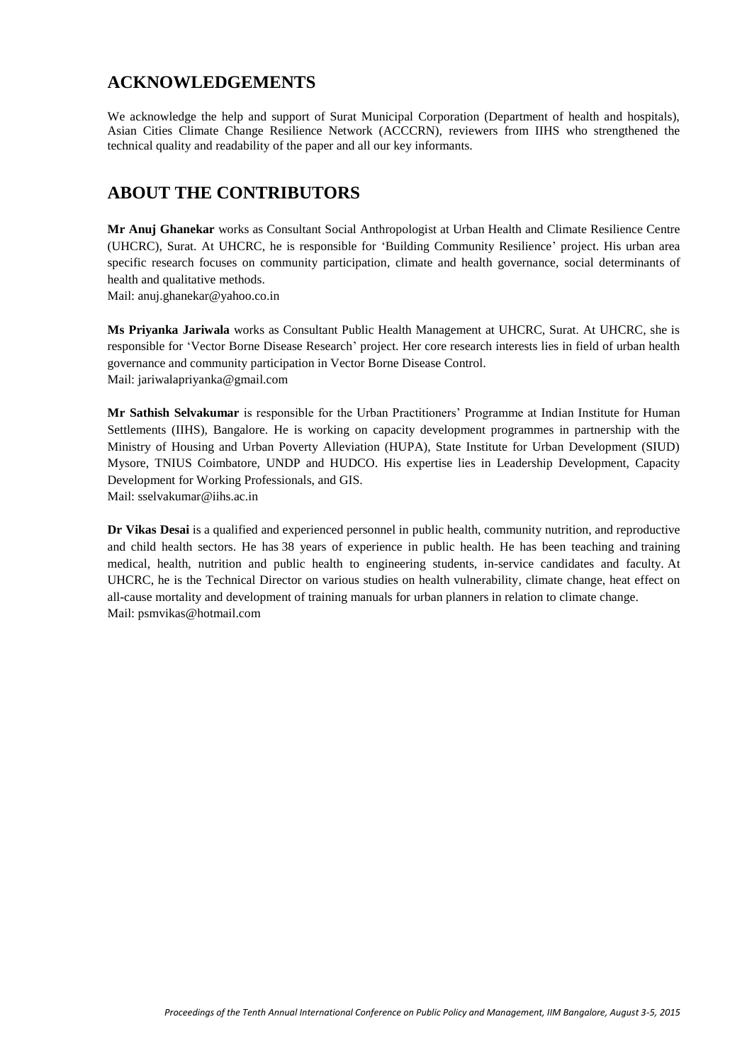## ACKNOWLEDGEMENTS

We acknowledge the help and support of Surat Municipal Corporation (Department of health and hospitals), Asian Cities Climate Change Resilience Network (ACCCRN), reviewers from IIHS who strengthened the technical quality and readability of the paper and all our key informants.

## ABOUT THE CONTRIBUTORS

**Mr Anuj Ghanekar** works as Consultant Social Anthropologist at Urban Health and Climate Resilience Centre (UHCRC), Surat. At UHCRC, he is responsible for 'Building Community Resilience' project. His urban area specific research focuses on community participation, climate and health governance, social determinants of health and qualitative methods.
Mail: anuj.ghanekar@yahoo.co.in

**Ms Priyanka Jariwala** works as Consultant Public Health Management at UHCRC, Surat. At UHCRC, she is responsible for 'Vector Borne Disease Research' project. Her core research interests lies in field of urban health governance and community participation in Vector Borne Disease Control.
Mail: jariwalapriyanka@gmail.com

**Mr Sathish Selvakumar** is responsible for the Urban Practitioners' Programme at Indian Institute for Human Settlements (IIHS), Bangalore. He is working on capacity development programmes in partnership with the Ministry of Housing and Urban Poverty Alleviation (HUPA), State Institute for Urban Development (SIUD) Mysore, TNIUS Coimbatore, UNDP and HUDCO. His expertise lies in Leadership Development, Capacity Development for Working Professionals, and GIS.
Mail: sselvakumar@iihs.ac.in

**Dr Vikas Desai** is a qualified and experienced personnel in public health, community nutrition, and reproductive and child health sectors. He has 38 years of experience in public health. He has been teaching and training medical, health, nutrition and public health to engineering students, in-service candidates and faculty. At UHCRC, he is the Technical Director on various studies on health vulnerability, climate change, heat effect on all-cause mortality and development of training manuals for urban planners in relation to climate change.
Mail: psmvikas@hotmail.com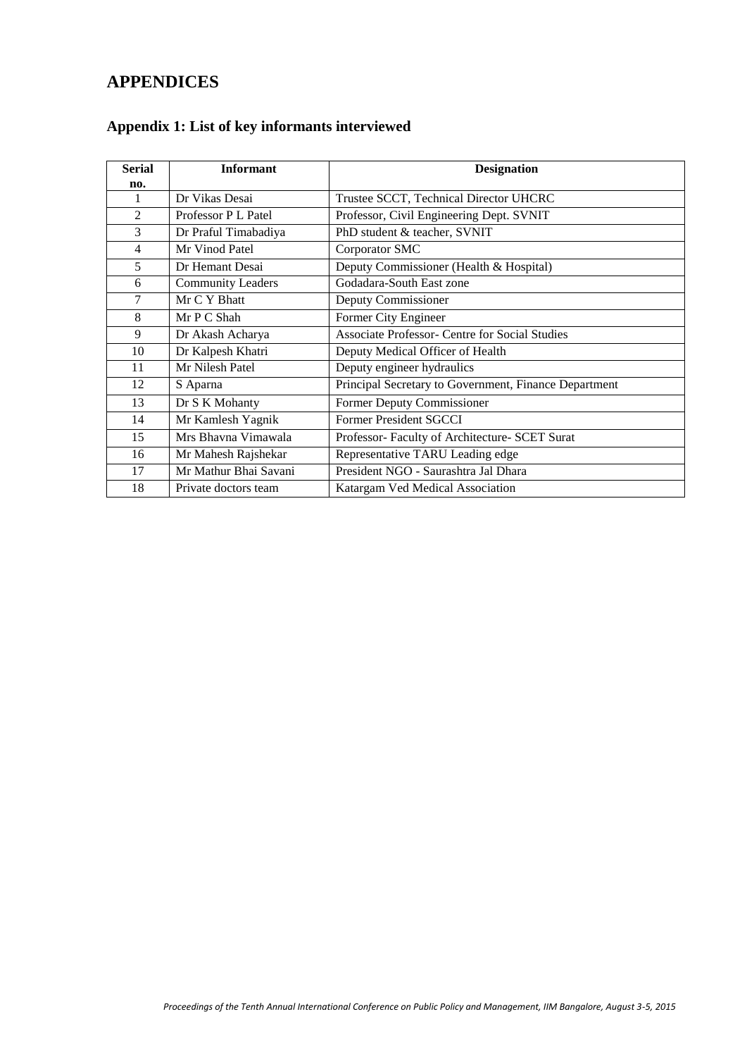# APPENDICES

## Appendix 1: List of key informants interviewed

| Serial no. | Informant | Designation |
|---|---|---|
| 1 | Dr Vikas Desai | Trustee SCCT, Technical Director UHCRC |
| 2 | Professor P L Patel | Professor, Civil Engineering Dept. SVNIT |
| 3 | Dr Praful Timabadiya | PhD student & teacher, SVNIT |
| 4 | Mr Vinod Patel | Corporator SMC |
| 5 | Dr Hemant Desai | Deputy Commissioner (Health & Hospital) |
| 6 | Community Leaders | Godadara-South East zone |
| 7 | Mr C Y Bhatt | Deputy Commissioner |
| 8 | Mr P C Shah | Former City Engineer |
| 9 | Dr Akash Acharya | Associate Professor- Centre for Social Studies |
| 10 | Dr Kalpesh Khatri | Deputy Medical Officer of Health |
| 11 | Mr Nilesh Patel | Deputy engineer hydraulics |
| 12 | S Aparna | Principal Secretary to Government, Finance Department |
| 13 | Dr S K Mohanty | Former Deputy Commissioner |
| 14 | Mr Kamlesh Yagnik | Former President SGCCI |
| 15 | Mrs Bhavna Vimawala | Professor- Faculty of Architecture- SCET Surat |
| 16 | Mr Mahesh Rajshekar | Representative TARU Leading edge |
| 17 | Mr Mathur Bhai Savani | President NGO - Saurashtra Jal Dhara |
| 18 | Private doctors team | Katargam Ved Medical Association |